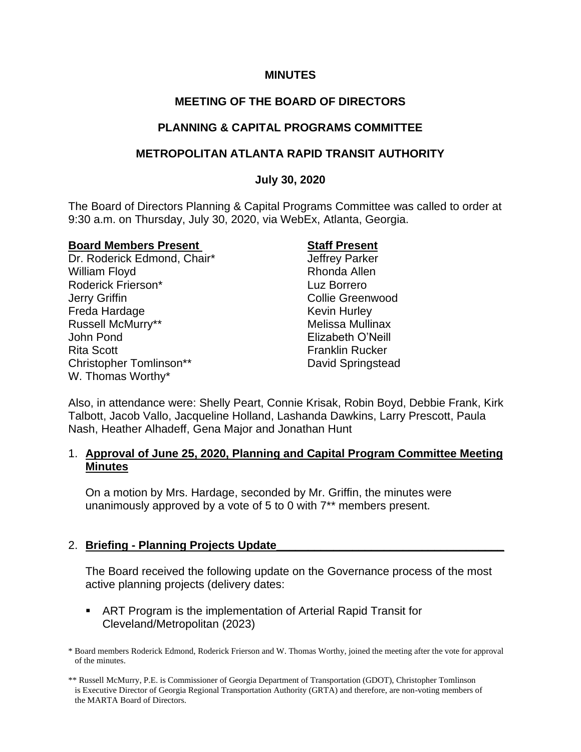**MINUTES**

**MEETING OF THE BOARD OF DIRECTORS**

**PLANNING & CAPITAL PROGRAMS COMMITTEE**

**METROPOLITAN ATLANTA RAPID TRANSIT AUTHORITY**

**July 30, 2020**

The Board of Directors Planning & Capital Programs Committee was called to order at 9:30 a.m. on Thursday, July 30, 2020, via WebEx, Atlanta, Georgia.

**Board Members Present**

Dr. Roderick Edmond, Chair*
William Floyd
Roderick Frierson*
Jerry Griffin
Freda Hardage
Russell McMurry**
John Pond
Rita Scott
Christopher Tomlinson**
W. Thomas Worthy*

**Staff Present**

Jeffrey Parker
Rhonda Allen
Luz Borrero
Collie Greenwood
Kevin Hurley
Melissa Mullinax
Elizabeth O'Neill
Franklin Rucker
David Springstead

Also, in attendance were: Shelly Peart, Connie Krisak, Robin Boyd, Debbie Frank, Kirk Talbott, Jacob Vallo, Jacqueline Holland, Lashanda Dawkins, Larry Prescott, Paula Nash, Heather Alhadeff, Gena Major and Jonathan Hunt

1. **Approval of June 25, 2020, Planning and Capital Program Committee Meeting Minutes**

   On a motion by Mrs. Hardage, seconded by Mr. Griffin, the minutes were unanimously approved by a vote of 5 to 0 with 7** members present.

2. **Briefing - Planning Projects Update**

   The Board received the following update on the Governance process of the most active planning projects (delivery dates:

   - ART Program is the implementation of Arterial Rapid Transit for Cleveland/Metropolitan (2023)

\* Board members Roderick Edmond, Roderick Frierson and W. Thomas Worthy, joined the meeting after the vote for approval of the minutes.

\** Russell McMurry, P.E. is Commissioner of Georgia Department of Transportation (GDOT), Christopher Tomlinson is Executive Director of Georgia Regional Transportation Authority (GRTA) and therefore, are non-voting members of the MARTA Board of Directors.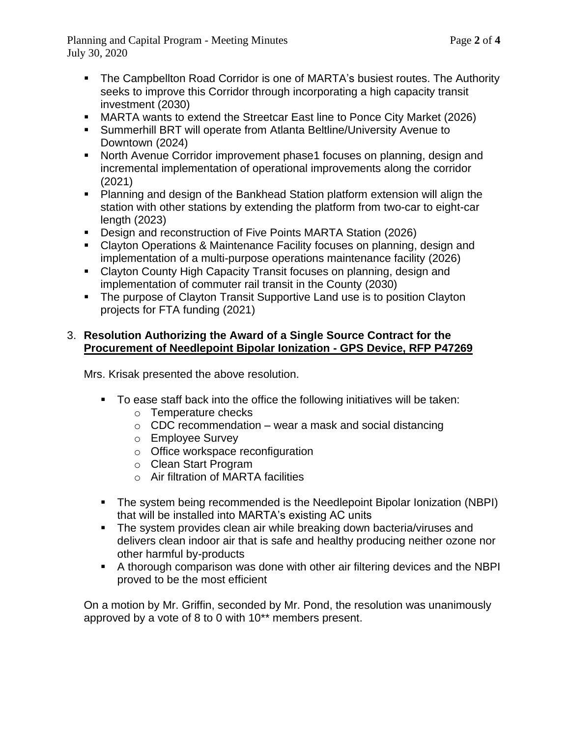- The Campbellton Road Corridor is one of MARTA's busiest routes. The Authority seeks to improve this Corridor through incorporating a high capacity transit investment (2030)
- MARTA wants to extend the Streetcar East line to Ponce City Market (2026)
- Summerhill BRT will operate from Atlanta Beltline/University Avenue to Downtown (2024)
- North Avenue Corridor improvement phase1 focuses on planning, design and incremental implementation of operational improvements along the corridor (2021)
- Planning and design of the Bankhead Station platform extension will align the station with other stations by extending the platform from two-car to eight-car length (2023)
- Design and reconstruction of Five Points MARTA Station (2026)
- Clayton Operations & Maintenance Facility focuses on planning, design and implementation of a multi-purpose operations maintenance facility (2026)
- Clayton County High Capacity Transit focuses on planning, design and implementation of commuter rail transit in the County (2030)
- The purpose of Clayton Transit Supportive Land use is to position Clayton projects for FTA funding (2021)

3. **Resolution Authorizing the Award of a Single Source Contract for the Procurement of Needlepoint Bipolar Ionization - GPS Device, RFP P47269**

Mrs. Krisak presented the above resolution.

- To ease staff back into the office the following initiatives will be taken:
  - Temperature checks
  - CDC recommendation – wear a mask and social distancing
  - Employee Survey
  - Office workspace reconfiguration
  - Clean Start Program
  - Air filtration of MARTA facilities

- The system being recommended is the Needlepoint Bipolar Ionization (NBPI) that will be installed into MARTA's existing AC units
- The system provides clean air while breaking down bacteria/viruses and delivers clean indoor air that is safe and healthy producing neither ozone nor other harmful by-products
- A thorough comparison was done with other air filtering devices and the NBPI proved to be the most efficient

On a motion by Mr. Griffin, seconded by Mr. Pond, the resolution was unanimously approved by a vote of 8 to 0 with 10** members present.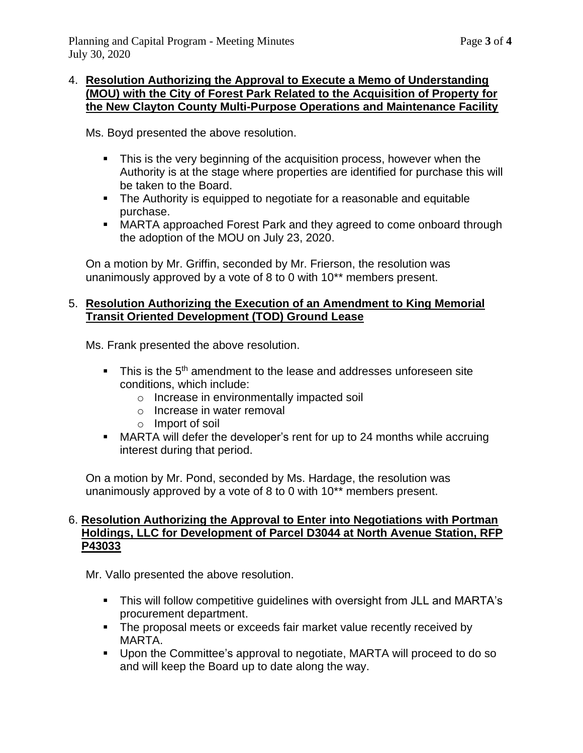4. **Resolution Authorizing the Approval to Execute a Memo of Understanding (MOU) with the City of Forest Park Related to the Acquisition of Property for the New Clayton County Multi-Purpose Operations and Maintenance Facility**

   Ms. Boyd presented the above resolution.

   - This is the very beginning of the acquisition process, however when the Authority is at the stage where properties are identified for purchase this will be taken to the Board.
   - The Authority is equipped to negotiate for a reasonable and equitable purchase.
   - MARTA approached Forest Park and they agreed to come onboard through the adoption of the MOU on July 23, 2020.

   On a motion by Mr. Griffin, seconded by Mr. Frierson, the resolution was unanimously approved by a vote of 8 to 0 with 10** members present.

5. **Resolution Authorizing the Execution of an Amendment to King Memorial Transit Oriented Development (TOD) Ground Lease**

   Ms. Frank presented the above resolution.

   - This is the 5th amendment to the lease and addresses unforeseen site conditions, which include:
     - Increase in environmentally impacted soil
     - Increase in water removal
     - Import of soil
   - MARTA will defer the developer's rent for up to 24 months while accruing interest during that period.

   On a motion by Mr. Pond, seconded by Ms. Hardage, the resolution was unanimously approved by a vote of 8 to 0 with 10** members present.

6. **Resolution Authorizing the Approval to Enter into Negotiations with Portman Holdings, LLC for Development of Parcel D3044 at North Avenue Station, RFP P43033**

   Mr. Vallo presented the above resolution.

   - This will follow competitive guidelines with oversight from JLL and MARTA's procurement department.
   - The proposal meets or exceeds fair market value recently received by MARTA.
   - Upon the Committee's approval to negotiate, MARTA will proceed to do so and will keep the Board up to date along the way.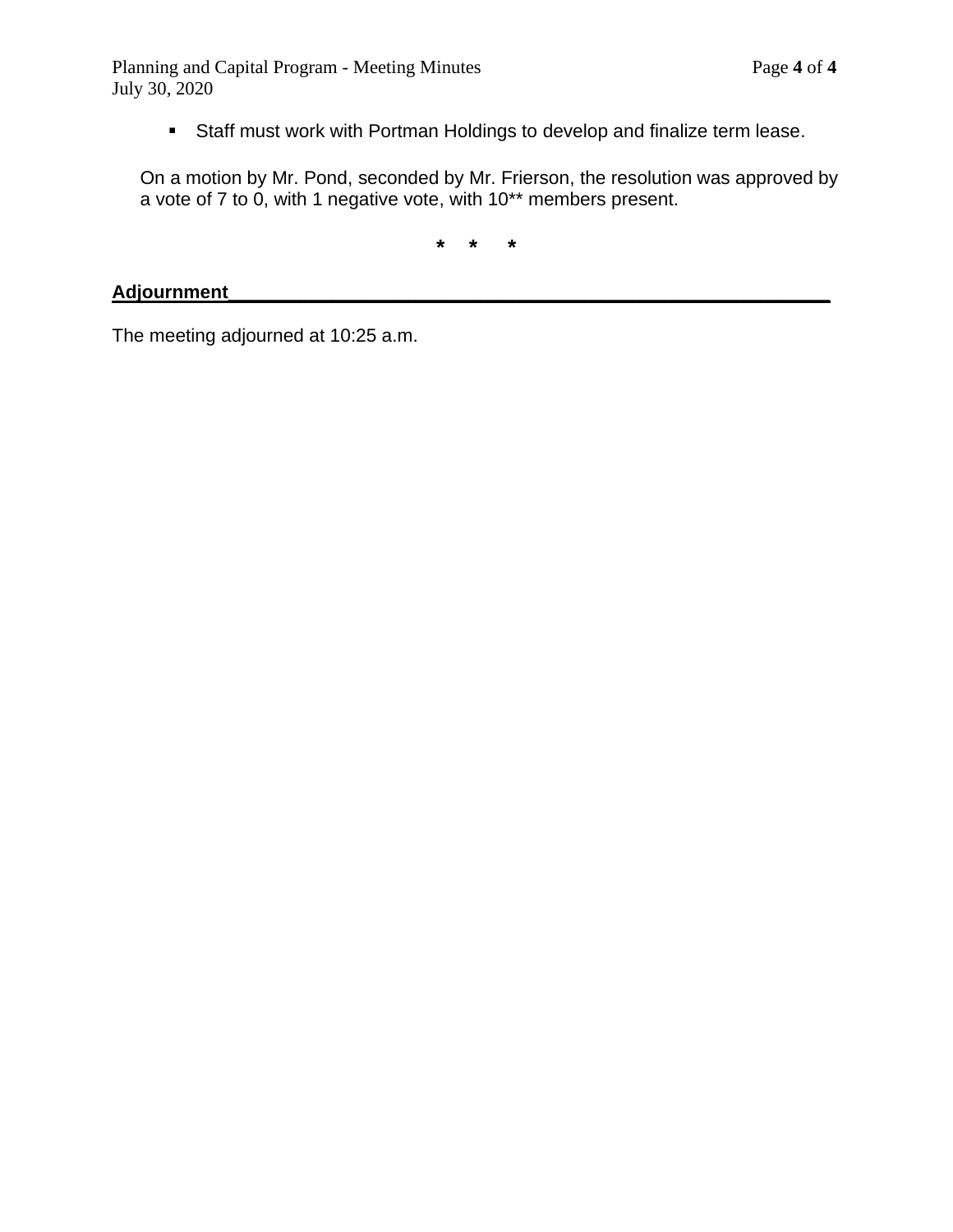- Staff must work with Portman Holdings to develop and finalize term lease.

On a motion by Mr. Pond, seconded by Mr. Frierson, the resolution was approved by a vote of 7 to 0, with 1 negative vote, with 10** members present.

\* \* \*

**Adjournment**

The meeting adjourned at 10:25 a.m.